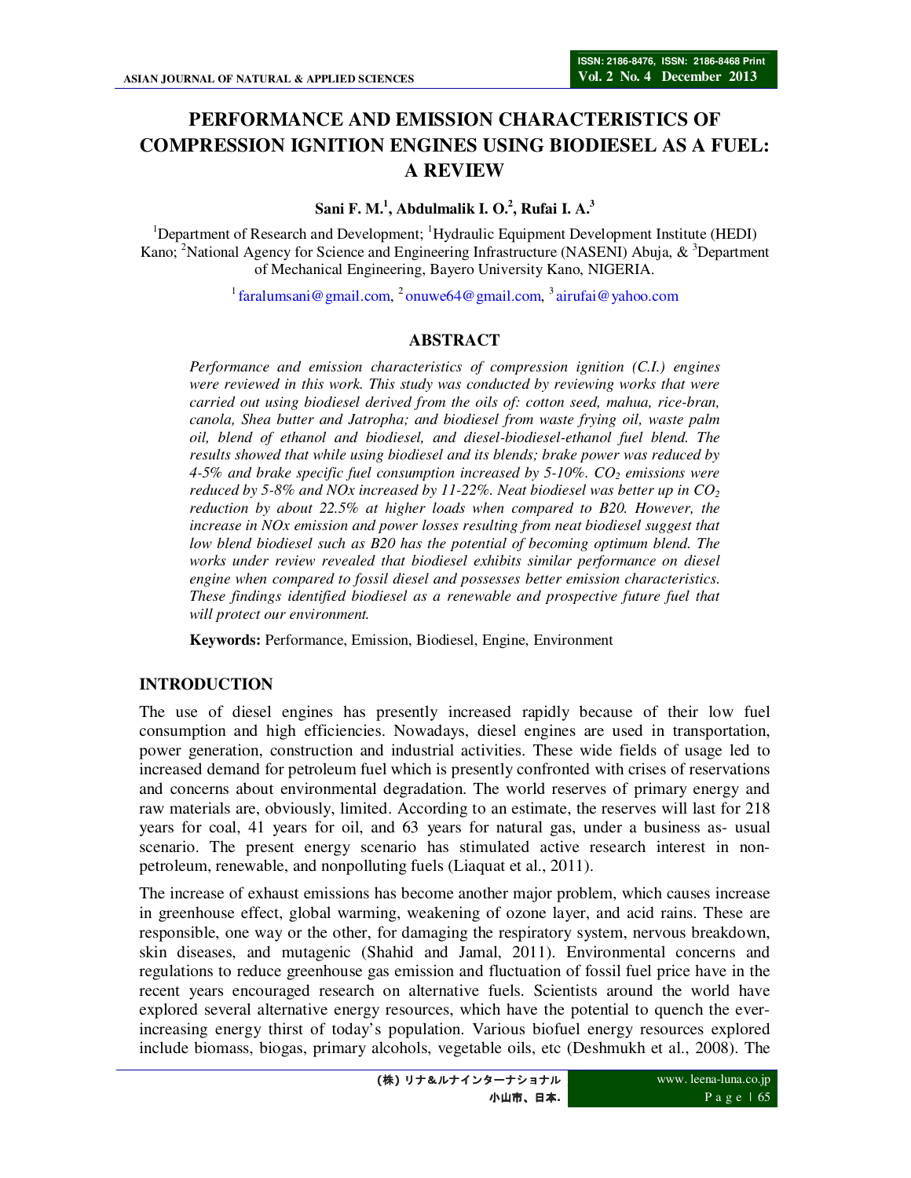# PERFORMANCE AND EMISSION CHARACTERISTICS OF COMPRESSION IGNITION ENGINES USING BIODIESEL AS A FUEL: A REVIEW

**Sani F. M.[1], Abdulmalik I. O.[2], Rufai I. A.[3]**

[1]Department of Research and Development; [1]Hydraulic Equipment Development Institute (HEDI) Kano; [2]National Agency for Science and Engineering Infrastructure (NASENI) Abuja, & [3]Department of Mechanical Engineering, Bayero University Kano, NIGERIA.

[1] faralumsani@gmail.com, [2] onuwe64@gmail.com, [3] airufai@yahoo.com

## ABSTRACT

*Performance and emission characteristics of compression ignition (C.I.) engines were reviewed in this work. This study was conducted by reviewing works that were carried out using biodiesel derived from the oils of: cotton seed, mahua, rice-bran, canola, Shea butter and Jatropha; and biodiesel from waste frying oil, waste palm oil, blend of ethanol and biodiesel, and diesel-biodiesel-ethanol fuel blend. The results showed that while using biodiesel and its blends; brake power was reduced by 4-5% and brake specific fuel consumption increased by 5-10%. $CO_2$ emissions were reduced by 5-8% and NOx increased by 11-22%. Neat biodiesel was better up in $CO_2$ reduction by about 22.5% at higher loads when compared to B20. However, the increase in NOx emission and power losses resulting from neat biodiesel suggest that low blend biodiesel such as B20 has the potential of becoming optimum blend. The works under review revealed that biodiesel exhibits similar performance on diesel engine when compared to fossil diesel and possesses better emission characteristics. These findings identified biodiesel as a renewable and prospective future fuel that will protect our environment.*

**Keywords:** Performance, Emission, Biodiesel, Engine, Environment

## INTRODUCTION

The use of diesel engines has presently increased rapidly because of their low fuel consumption and high efficiencies. Nowadays, diesel engines are used in transportation, power generation, construction and industrial activities. These wide fields of usage led to increased demand for petroleum fuel which is presently confronted with crises of reservations and concerns about environmental degradation. The world reserves of primary energy and raw materials are, obviously, limited. According to an estimate, the reserves will last for 218 years for coal, 41 years for oil, and 63 years for natural gas, under a business as- usual scenario. The present energy scenario has stimulated active research interest in non-petroleum, renewable, and nonpolluting fuels (Liaquat et al., 2011).

The increase of exhaust emissions has become another major problem, which causes increase in greenhouse effect, global warming, weakening of ozone layer, and acid rains. These are responsible, one way or the other, for damaging the respiratory system, nervous breakdown, skin diseases, and mutagenic (Shahid and Jamal, 2011). Environmental concerns and regulations to reduce greenhouse gas emission and fluctuation of fossil fuel price have in the recent years encouraged research on alternative fuels. Scientists around the world have explored several alternative energy resources, which have the potential to quench the ever-increasing energy thirst of today's population. Various biofuel energy resources explored include biomass, biogas, primary alcohols, vegetable oils, etc (Deshmukh et al., 2008). The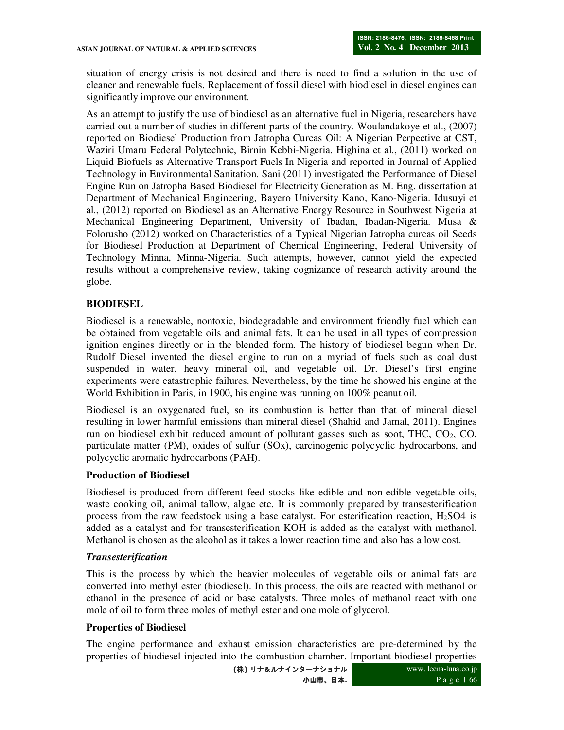situation of energy crisis is not desired and there is need to find a solution in the use of cleaner and renewable fuels. Replacement of fossil diesel with biodiesel in diesel engines can significantly improve our environment.

As an attempt to justify the use of biodiesel as an alternative fuel in Nigeria, researchers have carried out a number of studies in different parts of the country. Woulandakoye et al., (2007) reported on Biodiesel Production from Jatropha Curcas Oil: A Nigerian Perpective at CST, Waziri Umaru Federal Polytechnic, Birnin Kebbi-Nigeria. Highina et al., (2011) worked on Liquid Biofuels as Alternative Transport Fuels In Nigeria and reported in Journal of Applied Technology in Environmental Sanitation. Sani (2011) investigated the Performance of Diesel Engine Run on Jatropha Based Biodiesel for Electricity Generation as M. Eng. dissertation at Department of Mechanical Engineering, Bayero University Kano, Kano-Nigeria. Idusuyi et al., (2012) reported on Biodiesel as an Alternative Energy Resource in Southwest Nigeria at Mechanical Engineering Department, University of Ibadan, Ibadan-Nigeria. Musa & Folorusho (2012) worked on Characteristics of a Typical Nigerian Jatropha curcas oil Seeds for Biodiesel Production at Department of Chemical Engineering, Federal University of Technology Minna, Minna-Nigeria. Such attempts, however, cannot yield the expected results without a comprehensive review, taking cognizance of research activity around the globe.

## BIODIESEL

Biodiesel is a renewable, nontoxic, biodegradable and environment friendly fuel which can be obtained from vegetable oils and animal fats. It can be used in all types of compression ignition engines directly or in the blended form. The history of biodiesel begun when Dr. Rudolf Diesel invented the diesel engine to run on a myriad of fuels such as coal dust suspended in water, heavy mineral oil, and vegetable oil. Dr. Diesel's first engine experiments were catastrophic failures. Nevertheless, by the time he showed his engine at the World Exhibition in Paris, in 1900, his engine was running on 100% peanut oil.

Biodiesel is an oxygenated fuel, so its combustion is better than that of mineral diesel resulting in lower harmful emissions than mineral diesel (Shahid and Jamal, 2011). Engines run on biodiesel exhibit reduced amount of pollutant gasses such as soot, THC, $CO_2$, CO, particulate matter (PM), oxides of sulfur (SOx), carcinogenic polycyclic hydrocarbons, and polycyclic aromatic hydrocarbons (PAH).

### Production of Biodiesel

Biodiesel is produced from different feed stocks like edible and non-edible vegetable oils, waste cooking oil, animal tallow, algae etc. It is commonly prepared by transesterification process from the raw feedstock using a base catalyst. For esterification reaction, $H_2SO4$ is added as a catalyst and for transesterification KOH is added as the catalyst with methanol. Methanol is chosen as the alcohol as it takes a lower reaction time and also has a low cost.

#### *Transesterification*

This is the process by which the heavier molecules of vegetable oils or animal fats are converted into methyl ester (biodiesel). In this process, the oils are reacted with methanol or ethanol in the presence of acid or base catalysts. Three moles of methanol react with one mole of oil to form three moles of methyl ester and one mole of glycerol.

### Properties of Biodiesel

The engine performance and exhaust emission characteristics are pre-determined by the properties of biodiesel injected into the combustion chamber. Important biodiesel properties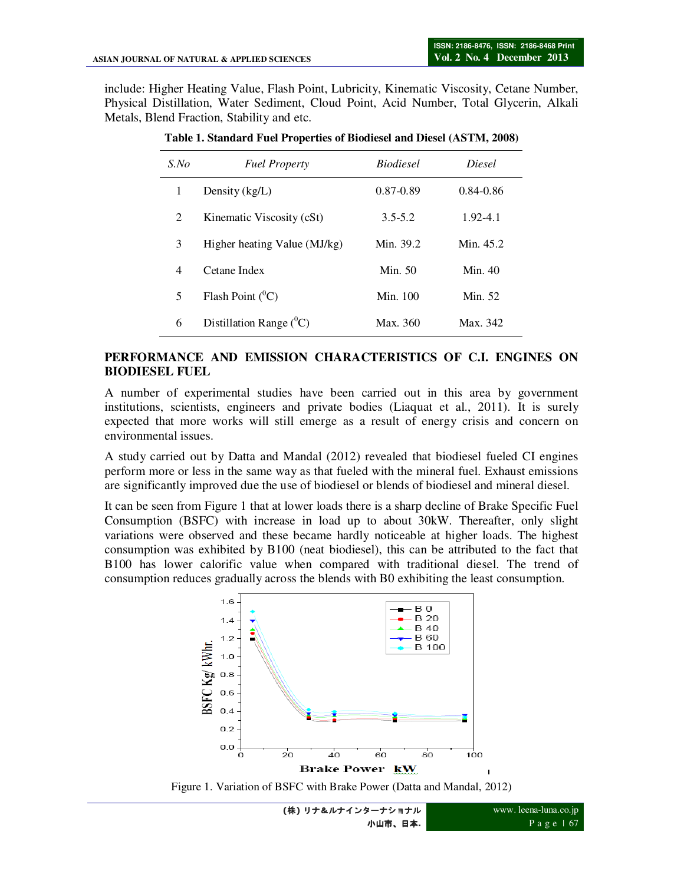include: Higher Heating Value, Flash Point, Lubricity, Kinematic Viscosity, Cetane Number, Physical Distillation, Water Sediment, Cloud Point, Acid Number, Total Glycerin, Alkali Metals, Blend Fraction, Stability and etc.

**Table 1. Standard Fuel Properties of Biodiesel and Diesel (ASTM, 2008)**

| *S.No* | *Fuel Property* | *Biodiesel* | *Diesel* |
|---|---|---|---|
| 1 | Density (kg/L) | 0.87-0.89 | 0.84-0.86 |
| 2 | Kinematic Viscosity (cSt) | 3.5-5.2 | 1.92-4.1 |
| 3 | Higher heating Value (MJ/kg) | Min. 39.2 | Min. 45.2 |
| 4 | Cetane Index | Min. 50 | Min. 40 |
| 5 | Flash Point ($^0$C) | Min. 100 | Min. 52 |
| 6 | Distillation Range ($^0$C) | Max. 360 | Max. 342 |

## PERFORMANCE AND EMISSION CHARACTERISTICS OF C.I. ENGINES ON BIODIESEL FUEL

A number of experimental studies have been carried out in this area by government institutions, scientists, engineers and private bodies (Liaquat et al., 2011). It is surely expected that more works will still emerge as a result of energy crisis and concern on environmental issues.

A study carried out by Datta and Mandal (2012) revealed that biodiesel fueled CI engines perform more or less in the same way as that fueled with the mineral fuel. Exhaust emissions are significantly improved due the use of biodiesel or blends of biodiesel and mineral diesel.

It can be seen from Figure 1 that at lower loads there is a sharp decline of Brake Specific Fuel Consumption (BSFC) with increase in load up to about 30kW. Thereafter, only slight variations were observed and these became hardly noticeable at higher loads. The highest consumption was exhibited by B100 (neat biodiesel), this can be attributed to the fact that B100 has lower calorific value when compared with traditional diesel. The trend of consumption reduces gradually across the blends with B0 exhibiting the least consumption.

Figure 1. Variation of BSFC with Brake Power (Datta and Mandal, 2012)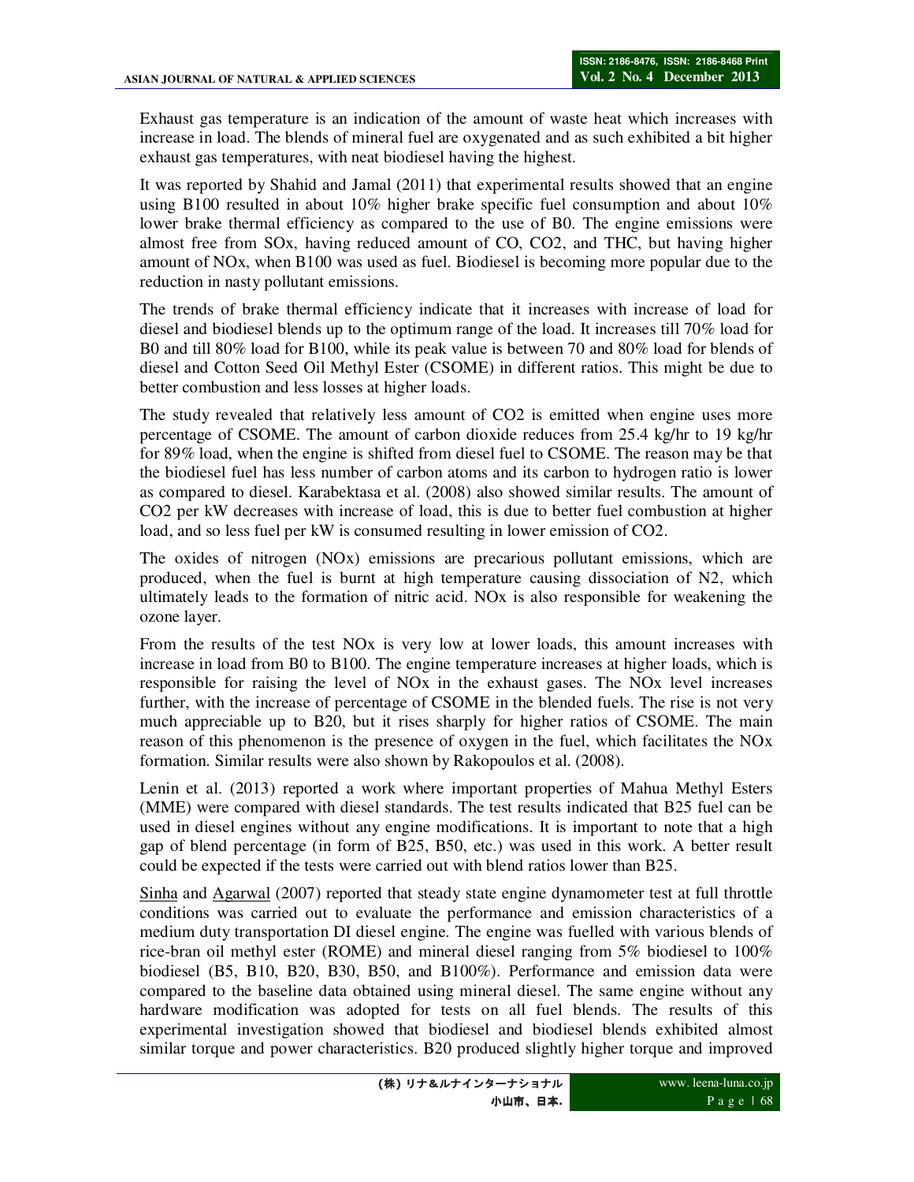Exhaust gas temperature is an indication of the amount of waste heat which increases with increase in load. The blends of mineral fuel are oxygenated and as such exhibited a bit higher exhaust gas temperatures, with neat biodiesel having the highest.

It was reported by Shahid and Jamal (2011) that experimental results showed that an engine using B100 resulted in about 10% higher brake specific fuel consumption and about 10% lower brake thermal efficiency as compared to the use of B0. The engine emissions were almost free from SOx, having reduced amount of CO, $CO_2$, and THC, but having higher amount of NOx, when B100 was used as fuel. Biodiesel is becoming more popular due to the reduction in nasty pollutant emissions.

The trends of brake thermal efficiency indicate that it increases with increase of load for diesel and biodiesel blends up to the optimum range of the load. It increases till 70% load for B0 and till 80% load for B100, while its peak value is between 70 and 80% load for blends of diesel and Cotton Seed Oil Methyl Ester (CSOME) in different ratios. This might be due to better combustion and less losses at higher loads.

The study revealed that relatively less amount of $CO_2$ is emitted when engine uses more percentage of CSOME. The amount of carbon dioxide reduces from 25.4 kg/hr to 19 kg/hr for 89% load, when the engine is shifted from diesel fuel to CSOME. The reason may be that the biodiesel fuel has less number of carbon atoms and its carbon to hydrogen ratio is lower as compared to diesel. Karabektasa et al. (2008) also showed similar results. The amount of $CO_2$ per kW decreases with increase of load, this is due to better fuel combustion at higher load, and so less fuel per kW is consumed resulting in lower emission of $CO_2$.

The oxides of nitrogen (NOx) emissions are precarious pollutant emissions, which are produced, when the fuel is burnt at high temperature causing dissociation of $N_2$, which ultimately leads to the formation of nitric acid. NOx is also responsible for weakening the ozone layer.

From the results of the test NOx is very low at lower loads, this amount increases with increase in load from B0 to B100. The engine temperature increases at higher loads, which is responsible for raising the level of NOx in the exhaust gases. The NOx level increases further, with the increase of percentage of CSOME in the blended fuels. The rise is not very much appreciable up to B20, but it rises sharply for higher ratios of CSOME. The main reason of this phenomenon is the presence of oxygen in the fuel, which facilitates the NOx formation. Similar results were also shown by Rakopoulos et al. (2008).

Lenin et al. (2013) reported a work where important properties of Mahua Methyl Esters (MME) were compared with diesel standards. The test results indicated that B25 fuel can be used in diesel engines without any engine modifications. It is important to note that a high gap of blend percentage (in form of B25, B50, etc.) was used in this work. A better result could be expected if the tests were carried out with blend ratios lower than B25.

Sinha and Agarwal (2007) reported that steady state engine dynamometer test at full throttle conditions was carried out to evaluate the performance and emission characteristics of a medium duty transportation DI diesel engine. The engine was fuelled with various blends of rice-bran oil methyl ester (ROME) and mineral diesel ranging from 5% biodiesel to 100% biodiesel (B5, B10, B20, B30, B50, and B100%). Performance and emission data were compared to the baseline data obtained using mineral diesel. The same engine without any hardware modification was adopted for tests on all fuel blends. The results of this experimental investigation showed that biodiesel and biodiesel blends exhibited almost similar torque and power characteristics. B20 produced slightly higher torque and improved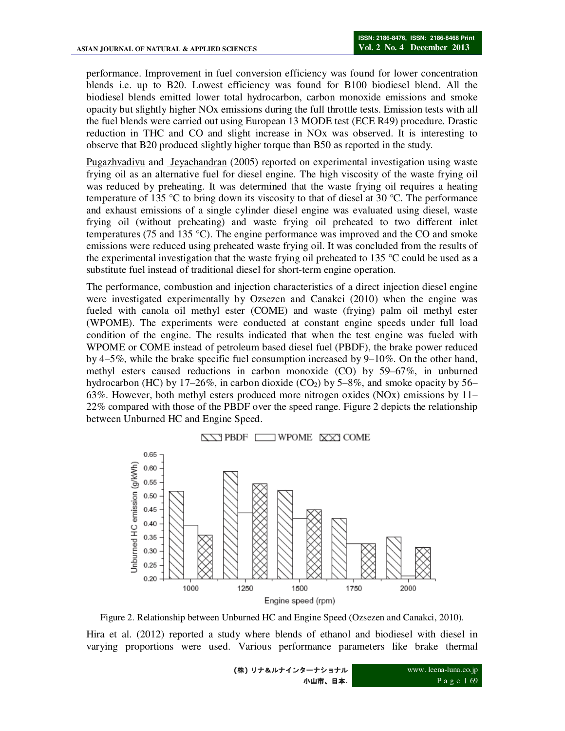performance. Improvement in fuel conversion efficiency was found for lower concentration blends i.e. up to B20. Lowest efficiency was found for B100 biodiesel blend. All the biodiesel blends emitted lower total hydrocarbon, carbon monoxide emissions and smoke opacity but slightly higher NOx emissions during the full throttle tests. Emission tests with all the fuel blends were carried out using European 13 MODE test (ECE R49) procedure. Drastic reduction in THC and CO and slight increase in NOx was observed. It is interesting to observe that B20 produced slightly higher torque than B50 as reported in the study.

Pugazhvadivu and Jeyachandran (2005) reported on experimental investigation using waste frying oil as an alternative fuel for diesel engine. The high viscosity of the waste frying oil was reduced by preheating. It was determined that the waste frying oil requires a heating temperature of 135 °C to bring down its viscosity to that of diesel at 30 °C. The performance and exhaust emissions of a single cylinder diesel engine was evaluated using diesel, waste frying oil (without preheating) and waste frying oil preheated to two different inlet temperatures (75 and 135 °C). The engine performance was improved and the CO and smoke emissions were reduced using preheated waste frying oil. It was concluded from the results of the experimental investigation that the waste frying oil preheated to 135 °C could be used as a substitute fuel instead of traditional diesel for short-term engine operation.

The performance, combustion and injection characteristics of a direct injection diesel engine were investigated experimentally by Ozsezen and Canakci (2010) when the engine was fueled with canola oil methyl ester (COME) and waste (frying) palm oil methyl ester (WPOME). The experiments were conducted at constant engine speeds under full load condition of the engine. The results indicated that when the test engine was fueled with WPOME or COME instead of petroleum based diesel fuel (PBDF), the brake power reduced by 4–5%, while the brake specific fuel consumption increased by 9–10%. On the other hand, methyl esters caused reductions in carbon monoxide (CO) by 59–67%, in unburned hydrocarbon (HC) by 17–26%, in carbon dioxide ($CO_2$) by 5–8%, and smoke opacity by 56–63%. However, both methyl esters produced more nitrogen oxides (NOx) emissions by 11–22% compared with those of the PBDF over the speed range. Figure 2 depicts the relationship between Unburned HC and Engine Speed.

Figure 2. Relationship between Unburned HC and Engine Speed (Ozsezen and Canakci, 2010).

Hira et al. (2012) reported a study where blends of ethanol and biodiesel with diesel in varying proportions were used. Various performance parameters like brake thermal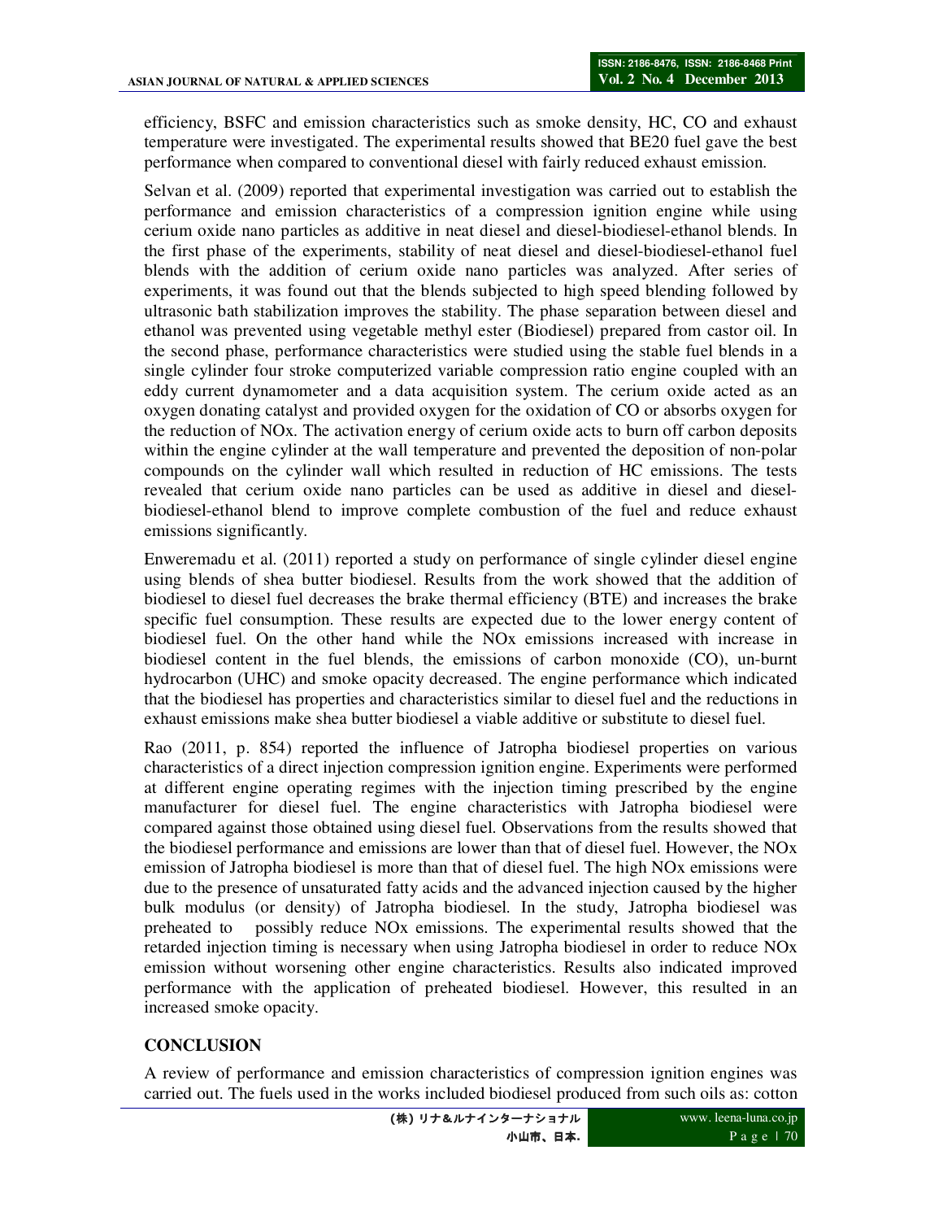efficiency, BSFC and emission characteristics such as smoke density, HC, CO and exhaust temperature were investigated. The experimental results showed that BE20 fuel gave the best performance when compared to conventional diesel with fairly reduced exhaust emission.

Selvan et al. (2009) reported that experimental investigation was carried out to establish the performance and emission characteristics of a compression ignition engine while using cerium oxide nano particles as additive in neat diesel and diesel-biodiesel-ethanol blends. In the first phase of the experiments, stability of neat diesel and diesel-biodiesel-ethanol fuel blends with the addition of cerium oxide nano particles was analyzed. After series of experiments, it was found out that the blends subjected to high speed blending followed by ultrasonic bath stabilization improves the stability. The phase separation between diesel and ethanol was prevented using vegetable methyl ester (Biodiesel) prepared from castor oil. In the second phase, performance characteristics were studied using the stable fuel blends in a single cylinder four stroke computerized variable compression ratio engine coupled with an eddy current dynamometer and a data acquisition system. The cerium oxide acted as an oxygen donating catalyst and provided oxygen for the oxidation of CO or absorbs oxygen for the reduction of NOx. The activation energy of cerium oxide acts to burn off carbon deposits within the engine cylinder at the wall temperature and prevented the deposition of non-polar compounds on the cylinder wall which resulted in reduction of HC emissions. The tests revealed that cerium oxide nano particles can be used as additive in diesel and diesel-biodiesel-ethanol blend to improve complete combustion of the fuel and reduce exhaust emissions significantly.

Enweremadu et al. (2011) reported a study on performance of single cylinder diesel engine using blends of shea butter biodiesel. Results from the work showed that the addition of biodiesel to diesel fuel decreases the brake thermal efficiency (BTE) and increases the brake specific fuel consumption. These results are expected due to the lower energy content of biodiesel fuel. On the other hand while the NOx emissions increased with increase in biodiesel content in the fuel blends, the emissions of carbon monoxide (CO), un-burnt hydrocarbon (UHC) and smoke opacity decreased. The engine performance which indicated that the biodiesel has properties and characteristics similar to diesel fuel and the reductions in exhaust emissions make shea butter biodiesel a viable additive or substitute to diesel fuel.

Rao (2011, p. 854) reported the influence of Jatropha biodiesel properties on various characteristics of a direct injection compression ignition engine. Experiments were performed at different engine operating regimes with the injection timing prescribed by the engine manufacturer for diesel fuel. The engine characteristics with Jatropha biodiesel were compared against those obtained using diesel fuel. Observations from the results showed that the biodiesel performance and emissions are lower than that of diesel fuel. However, the NOx emission of Jatropha biodiesel is more than that of diesel fuel. The high NOx emissions were due to the presence of unsaturated fatty acids and the advanced injection caused by the higher bulk modulus (or density) of Jatropha biodiesel. In the study, Jatropha biodiesel was preheated to possibly reduce NOx emissions. The experimental results showed that the retarded injection timing is necessary when using Jatropha biodiesel in order to reduce NOx emission without worsening other engine characteristics. Results also indicated improved performance with the application of preheated biodiesel. However, this resulted in an increased smoke opacity.

## CONCLUSION

A review of performance and emission characteristics of compression ignition engines was carried out. The fuels used in the works included biodiesel produced from such oils as: cotton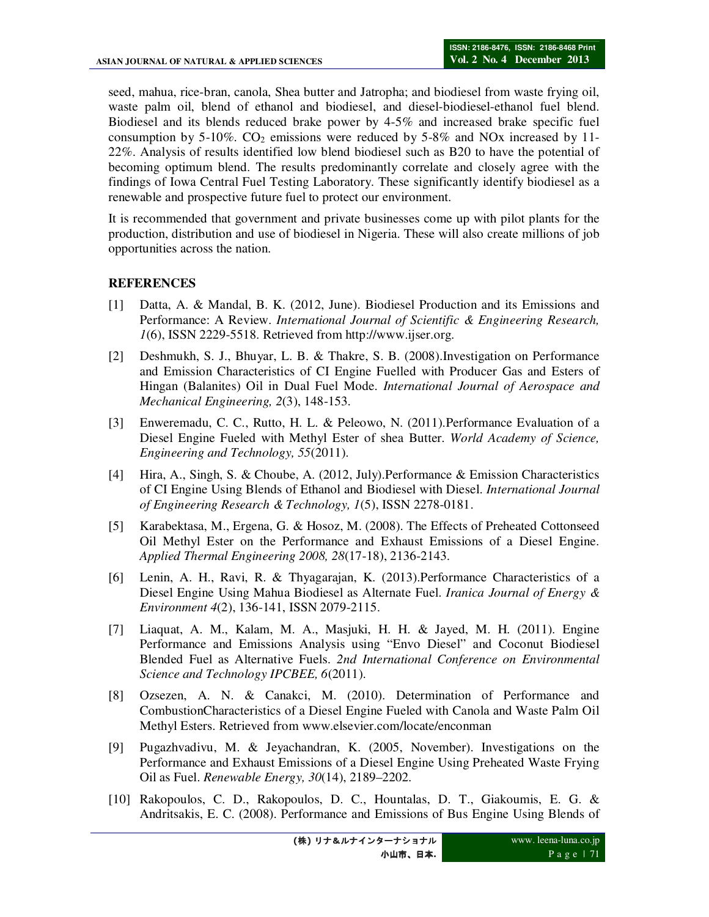seed, mahua, rice-bran, canola, Shea butter and Jatropha; and biodiesel from waste frying oil, waste palm oil, blend of ethanol and biodiesel, and diesel-biodiesel-ethanol fuel blend. Biodiesel and its blends reduced brake power by 4-5% and increased brake specific fuel consumption by 5-10%. $CO_2$ emissions were reduced by 5-8% and NOx increased by 11-22%. Analysis of results identified low blend biodiesel such as B20 to have the potential of becoming optimum blend. The results predominantly correlate and closely agree with the findings of Iowa Central Fuel Testing Laboratory. These significantly identify biodiesel as a renewable and prospective future fuel to protect our environment.

It is recommended that government and private businesses come up with pilot plants for the production, distribution and use of biodiesel in Nigeria. These will also create millions of job opportunities across the nation.

## REFERENCES

[1] Datta, A. & Mandal, B. K. (2012, June). Biodiesel Production and its Emissions and Performance: A Review. *International Journal of Scientific & Engineering Research, 1*(6), ISSN 2229-5518. Retrieved from http://www.ijser.org.

[2] Deshmukh, S. J., Bhuyar, L. B. & Thakre, S. B. (2008).Investigation on Performance and Emission Characteristics of CI Engine Fuelled with Producer Gas and Esters of Hingan (Balanites) Oil in Dual Fuel Mode. *International Journal of Aerospace and Mechanical Engineering, 2*(3), 148-153.

[3] Enweremadu, C. C., Rutto, H. L. & Peleowo, N. (2011).Performance Evaluation of a Diesel Engine Fueled with Methyl Ester of shea Butter. *World Academy of Science, Engineering and Technology, 55*(2011).

[4] Hira, A., Singh, S. & Choube, A. (2012, July).Performance & Emission Characteristics of CI Engine Using Blends of Ethanol and Biodiesel with Diesel. *International Journal of Engineering Research & Technology, 1*(5), ISSN 2278-0181.

[5] Karabektasa, M., Ergena, G. & Hosoz, M. (2008). The Effects of Preheated Cottonseed Oil Methyl Ester on the Performance and Exhaust Emissions of a Diesel Engine. *Applied Thermal Engineering 2008, 28*(17-18), 2136-2143.

[6] Lenin, A. H., Ravi, R. & Thyagarajan, K. (2013).Performance Characteristics of a Diesel Engine Using Mahua Biodiesel as Alternate Fuel. *Iranica Journal of Energy & Environment 4*(2), 136-141, ISSN 2079-2115.

[7] Liaquat, A. M., Kalam, M. A., Masjuki, H. H. & Jayed, M. H. (2011). Engine Performance and Emissions Analysis using "Envo Diesel" and Coconut Biodiesel Blended Fuel as Alternative Fuels. *2nd International Conference on Environmental Science and Technology IPCBEE, 6*(2011).

[8] Ozsezen, A. N. & Canakci, M. (2010). Determination of Performance and CombustionCharacteristics of a Diesel Engine Fueled with Canola and Waste Palm Oil Methyl Esters. Retrieved from www.elsevier.com/locate/enconman

[9] Pugazhvadivu, M. & Jeyachandran, K. (2005, November). Investigations on the Performance and Exhaust Emissions of a Diesel Engine Using Preheated Waste Frying Oil as Fuel. *Renewable Energy, 30*(14), 2189–2202.

[10] Rakopoulos, C. D., Rakopoulos, D. C., Hountalas, D. T., Giakoumis, E. G. & Andritsakis, E. C. (2008). Performance and Emissions of Bus Engine Using Blends of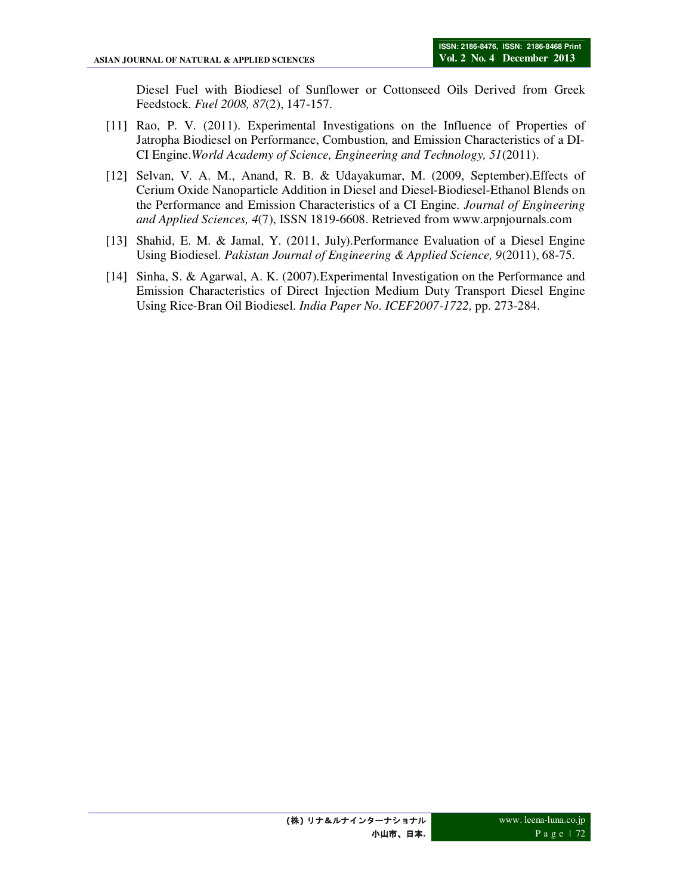Diesel Fuel with Biodiesel of Sunflower or Cottonseed Oils Derived from Greek Feedstock. *Fuel 2008, 87*(2), 147-157.

[11] Rao, P. V. (2011). Experimental Investigations on the Influence of Properties of Jatropha Biodiesel on Performance, Combustion, and Emission Characteristics of a DI-CI Engine.*World Academy of Science, Engineering and Technology, 51*(2011).

[12] Selvan, V. A. M., Anand, R. B. & Udayakumar, M. (2009, September).Effects of Cerium Oxide Nanoparticle Addition in Diesel and Diesel-Biodiesel-Ethanol Blends on the Performance and Emission Characteristics of a CI Engine. *Journal of Engineering and Applied Sciences, 4*(7), ISSN 1819-6608. Retrieved from www.arpnjournals.com

[13] Shahid, E. M. & Jamal, Y. (2011, July).Performance Evaluation of a Diesel Engine Using Biodiesel. *Pakistan Journal of Engineering & Applied Science, 9*(2011), 68-75.

[14] Sinha, S. & Agarwal, A. K. (2007).Experimental Investigation on the Performance and Emission Characteristics of Direct Injection Medium Duty Transport Diesel Engine Using Rice-Bran Oil Biodiesel. *India Paper No. ICEF2007-1722,* pp. 273-284.